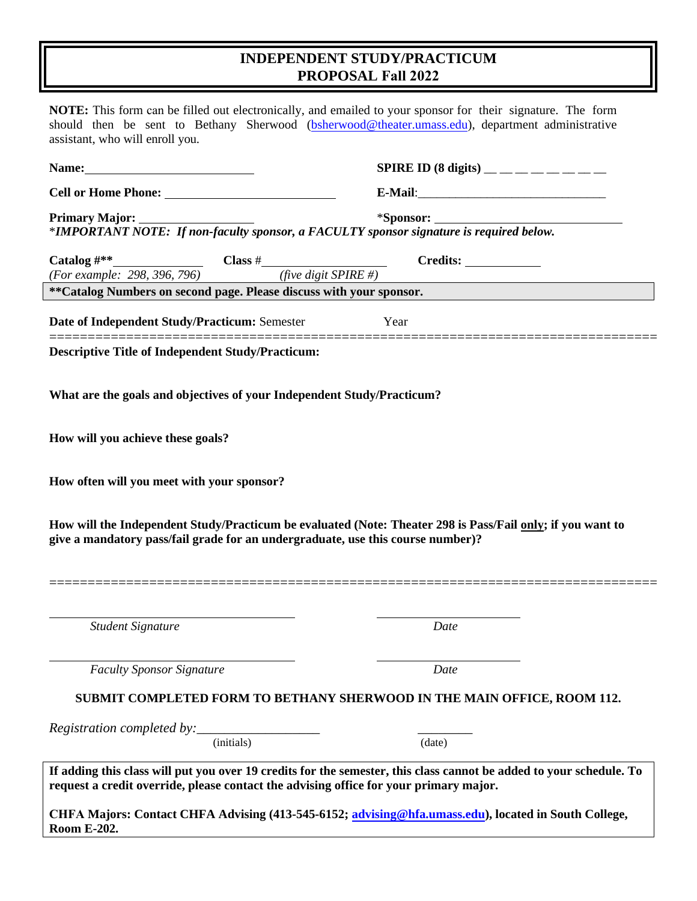# INDEPENDENT STUDY/PRACTICUM PROPOSAL Fall 2022

**NOTE:** This form can be filled out electronically, and emailed to your sponsor for their signature. The form should then be sent to Bethany Sherwood (bsherwood@theater.umass.edu), department administrative assistant, who will enroll you.

**Name:** ___________________________ **SPIRE ID (8 digits)** __ __ __ __ __ __ __ __

**Cell or Home Phone:** ___________________________ **E-Mail**: ______________________________

**Primary Major:** ___________________ *__Sponsor:__ ______________________________

\***_IMPORTANT NOTE: If non-faculty sponsor, a FACULTY sponsor signature is required below._**

**Catalog #**** ______________ **Class #** ____________________ **Credits:** ____________

*(For example: 298, 396, 796)* *(five digit SPIRE #)*

**\*\*Catalog Numbers on second page. Please discuss with your sponsor.**

**Date of Independent Study/Practicum:** Semester Year

================================================================================

**Descriptive Title of Independent Study/Practicum:**

**What are the goals and objectives of your Independent Study/Practicum?**

**How will you achieve these goals?**

**How often will you meet with your sponsor?**

**How will the Independent Study/Practicum be evaluated (Note: Theater 298 is Pass/Fail <u>only</u>; if you want to give a mandatory pass/fail grade for an undergraduate, use this course number)?**

================================================================================

_______________________________ _______________________

*Student Signature* *Date*

_______________________________ _______________________

*Faculty Sponsor Signature* *Date*

**SUBMIT COMPLETED FORM TO BETHANY SHERWOOD IN THE MAIN OFFICE, ROOM 112.**

*Registration completed by:* __________________ (initials) ________ (date)

**If adding this class will put you over 19 credits for the semester, this class cannot be added to your schedule. To request a credit override, please contact the advising office for your primary major.**

**CHFA Majors: Contact CHFA Advising (413-545-6152; advising@hfa.umass.edu), located in South College, Room E-202.**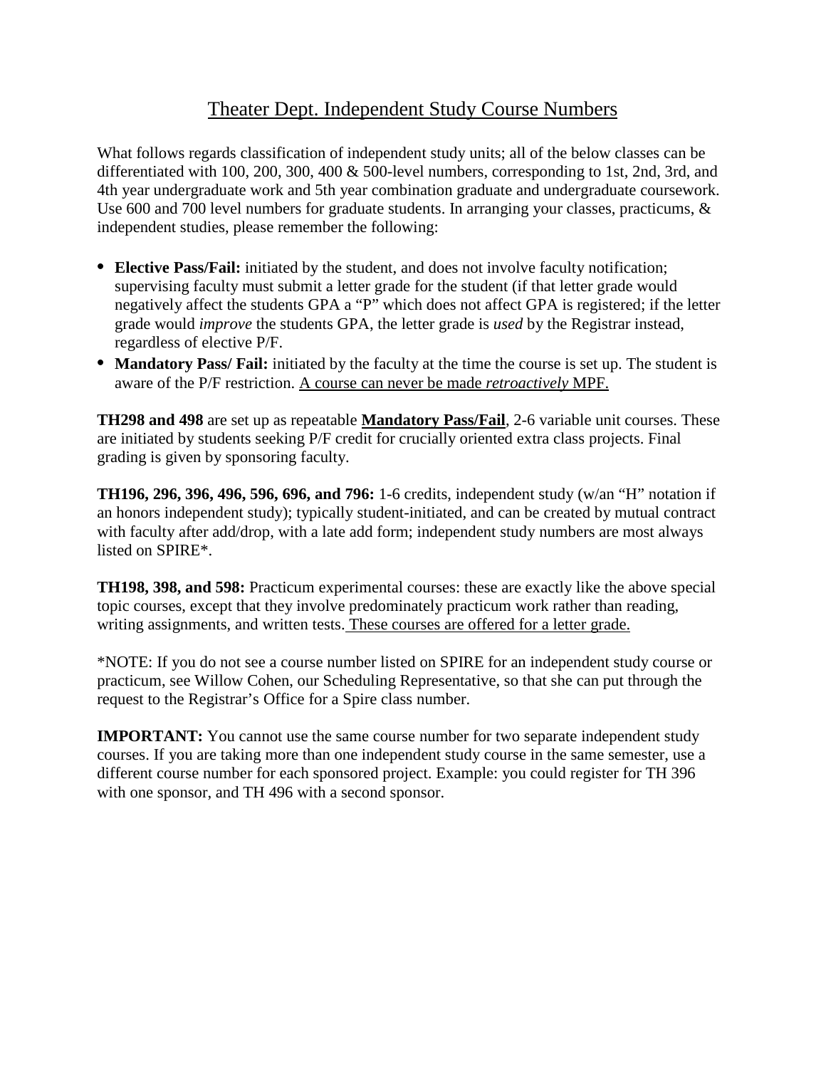# <u>Theater Dept. Independent Study Course Numbers</u>

What follows regards classification of independent study units; all of the below classes can be differentiated with 100, 200, 300, 400 & 500-level numbers, corresponding to 1st, 2nd, 3rd, and 4th year undergraduate work and 5th year combination graduate and undergraduate coursework. Use 600 and 700 level numbers for graduate students. In arranging your classes, practicums, & independent studies, please remember the following:

- **Elective Pass/Fail:** initiated by the student, and does not involve faculty notification; supervising faculty must submit a letter grade for the student (if that letter grade would negatively affect the students GPA a "P" which does not affect GPA is registered; if the letter grade would *improve* the students GPA, the letter grade is *used* by the Registrar instead, regardless of elective P/F.
- **Mandatory Pass/ Fail:** initiated by the faculty at the time the course is set up. The student is aware of the P/F restriction. <u>A course can never be made *retroactively* MPF.</u>

**TH298 and 498** are set up as repeatable <u>**Mandatory Pass/Fail**</u>, 2-6 variable unit courses. These are initiated by students seeking P/F credit for crucially oriented extra class projects. Final grading is given by sponsoring faculty.

**TH196, 296, 396, 496, 596, 696, and 796:** 1-6 credits, independent study (w/an "H" notation if an honors independent study); typically student-initiated, and can be created by mutual contract with faculty after add/drop, with a late add form; independent study numbers are most always listed on SPIRE*.

**TH198, 398, and 598:** Practicum experimental courses: these are exactly like the above special topic courses, except that they involve predominately practicum work rather than reading, writing assignments, and written tests. <u>These courses are offered for a letter grade.</u>

*NOTE: If you do not see a course number listed on SPIRE for an independent study course or practicum, see Willow Cohen, our Scheduling Representative, so that she can put through the request to the Registrar's Office for a Spire class number.

**IMPORTANT:** You cannot use the same course number for two separate independent study courses. If you are taking more than one independent study course in the same semester, use a different course number for each sponsored project. Example: you could register for TH 396 with one sponsor, and TH 496 with a second sponsor.